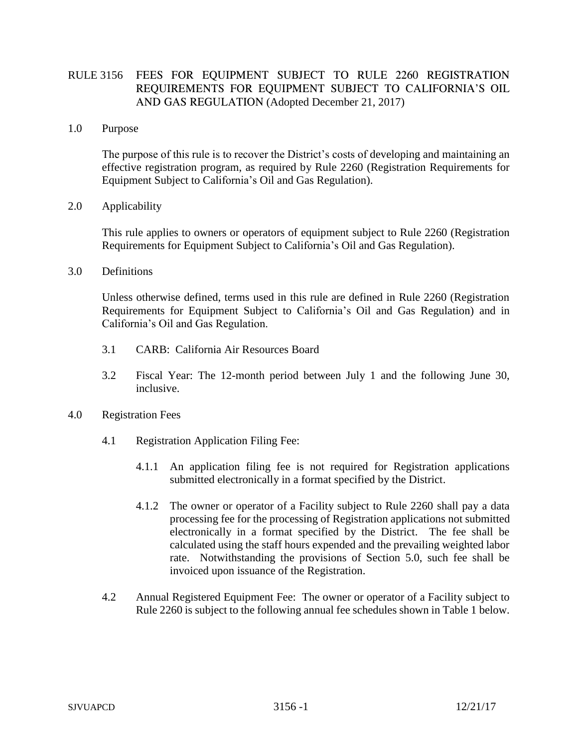# RULE 3156 FEES FOR EQUIPMENT SUBJECT TO RULE 2260 REGISTRATION REQUIREMENTS FOR EQUIPMENT SUBJECT TO CALIFORNIA'S OIL AND GAS REGULATION (Adopted December 21, 2017)

## 1.0 Purpose

The purpose of this rule is to recover the District's costs of developing and maintaining an effective registration program, as required by Rule 2260 (Registration Requirements for Equipment Subject to California's Oil and Gas Regulation).

## 2.0 Applicability

This rule applies to owners or operators of equipment subject to Rule 2260 (Registration Requirements for Equipment Subject to California's Oil and Gas Regulation).

## 3.0 Definitions

Unless otherwise defined, terms used in this rule are defined in Rule 2260 (Registration Requirements for Equipment Subject to California's Oil and Gas Regulation) and in California's Oil and Gas Regulation.

3.1 CARB: California Air Resources Board

3.2 Fiscal Year: The 12-month period between July 1 and the following June 30, inclusive.

## 4.0 Registration Fees

4.1 Registration Application Filing Fee:

4.1.1 An application filing fee is not required for Registration applications submitted electronically in a format specified by the District.

4.1.2 The owner or operator of a Facility subject to Rule 2260 shall pay a data processing fee for the processing of Registration applications not submitted electronically in a format specified by the District. The fee shall be calculated using the staff hours expended and the prevailing weighted labor rate. Notwithstanding the provisions of Section 5.0, such fee shall be invoiced upon issuance of the Registration.

4.2 Annual Registered Equipment Fee: The owner or operator of a Facility subject to Rule 2260 is subject to the following annual fee schedules shown in Table 1 below.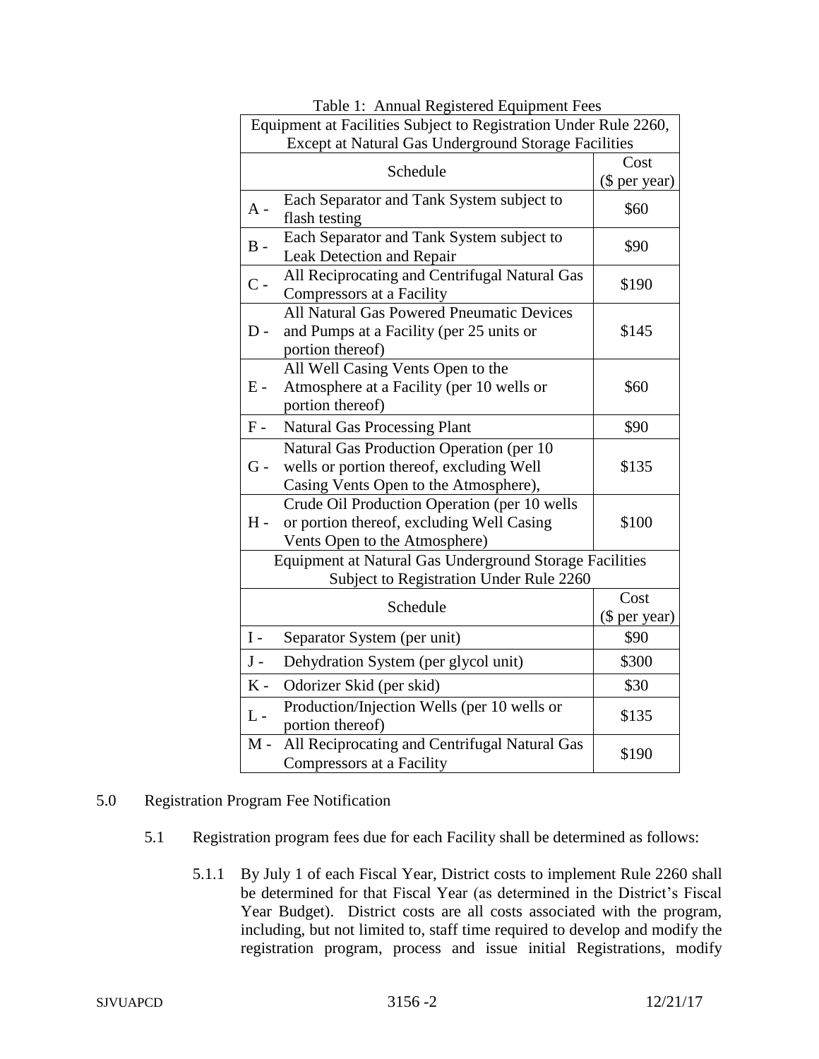Table 1: Annual Registered Equipment Fees

| Schedule | | Cost ($ per year) |
|---|---|---|
| **Equipment at Facilities Subject to Registration Under Rule 2260, Except at Natural Gas Underground Storage Facilities** | | |
| A - | Each Separator and Tank System subject to flash testing | $60 |
| B - | Each Separator and Tank System subject to Leak Detection and Repair | $90 |
| C - | All Reciprocating and Centrifugal Natural Gas Compressors at a Facility | $190 |
| D - | All Natural Gas Powered Pneumatic Devices and Pumps at a Facility (per 25 units or portion thereof) | $145 |
| E - | All Well Casing Vents Open to the Atmosphere at a Facility (per 10 wells or portion thereof) | $60 |
| F - | Natural Gas Processing Plant | $90 |
| G - | Natural Gas Production Operation (per 10 wells or portion thereof, excluding Well Casing Vents Open to the Atmosphere), | $135 |
| H - | Crude Oil Production Operation (per 10 wells or portion thereof, excluding Well Casing Vents Open to the Atmosphere) | $100 |
| **Equipment at Natural Gas Underground Storage Facilities Subject to Registration Under Rule 2260** | | |
| Schedule | | Cost ($ per year) |
| I - | Separator System (per unit) | $90 |
| J - | Dehydration System (per glycol unit) | $300 |
| K - | Odorizer Skid (per skid) | $30 |
| L - | Production/Injection Wells (per 10 wells or portion thereof) | $135 |
| M - | All Reciprocating and Centrifugal Natural Gas Compressors at a Facility | $190 |

5.0 Registration Program Fee Notification

5.1 Registration program fees due for each Facility shall be determined as follows:

5.1.1 By July 1 of each Fiscal Year, District costs to implement Rule 2260 shall be determined for that Fiscal Year (as determined in the District's Fiscal Year Budget). District costs are all costs associated with the program, including, but not limited to, staff time required to develop and modify the registration program, process and issue initial Registrations, modify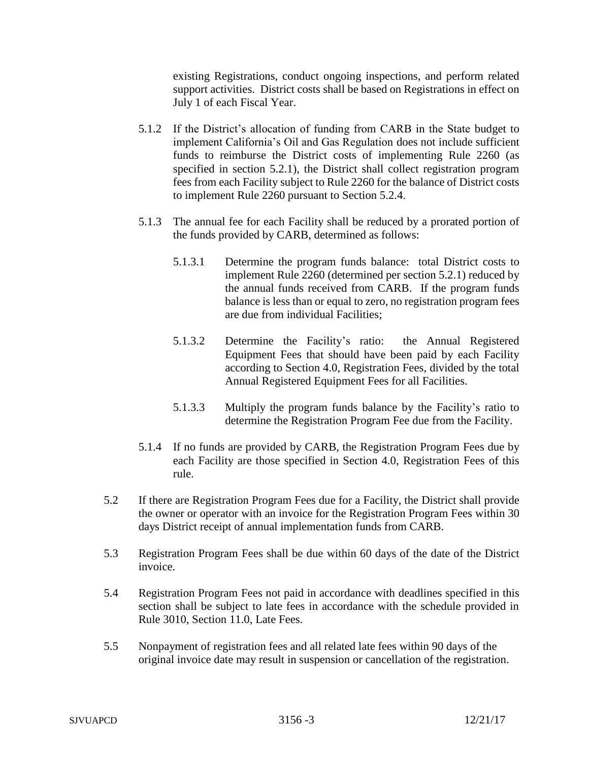existing Registrations, conduct ongoing inspections, and perform related support activities. District costs shall be based on Registrations in effect on July 1 of each Fiscal Year.

5.1.2 If the District's allocation of funding from CARB in the State budget to implement California's Oil and Gas Regulation does not include sufficient funds to reimburse the District costs of implementing Rule 2260 (as specified in section 5.2.1), the District shall collect registration program fees from each Facility subject to Rule 2260 for the balance of District costs to implement Rule 2260 pursuant to Section 5.2.4.

5.1.3 The annual fee for each Facility shall be reduced by a prorated portion of the funds provided by CARB, determined as follows:

5.1.3.1 Determine the program funds balance: total District costs to implement Rule 2260 (determined per section 5.2.1) reduced by the annual funds received from CARB. If the program funds balance is less than or equal to zero, no registration program fees are due from individual Facilities;

5.1.3.2 Determine the Facility's ratio: the Annual Registered Equipment Fees that should have been paid by each Facility according to Section 4.0, Registration Fees, divided by the total Annual Registered Equipment Fees for all Facilities.

5.1.3.3 Multiply the program funds balance by the Facility's ratio to determine the Registration Program Fee due from the Facility.

5.1.4 If no funds are provided by CARB, the Registration Program Fees due by each Facility are those specified in Section 4.0, Registration Fees of this rule.

5.2 If there are Registration Program Fees due for a Facility, the District shall provide the owner or operator with an invoice for the Registration Program Fees within 30 days District receipt of annual implementation funds from CARB.

5.3 Registration Program Fees shall be due within 60 days of the date of the District invoice.

5.4 Registration Program Fees not paid in accordance with deadlines specified in this section shall be subject to late fees in accordance with the schedule provided in Rule 3010, Section 11.0, Late Fees.

5.5 Nonpayment of registration fees and all related late fees within 90 days of the original invoice date may result in suspension or cancellation of the registration.